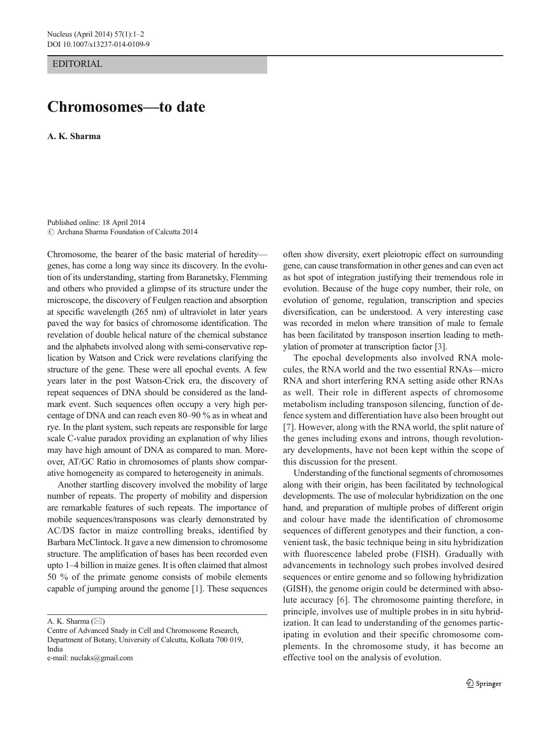EDITORIAL

# Chromosomes—to date

**A. K. Sharma**

Published online: 18 April 2014
© Archana Sharma Foundation of Calcutta 2014

Chromosome, the bearer of the basic material of heredity—genes, has come a long way since its discovery. In the evolution of its understanding, starting from Baranetsky, Flemming and others who provided a glimpse of its structure under the microscope, the discovery of Feulgen reaction and absorption at specific wavelength (265 nm) of ultraviolet in later years paved the way for basics of chromosome identification. The revelation of double helical nature of the chemical substance and the alphabets involved along with semi-conservative replication by Watson and Crick were revelations clarifying the structure of the gene. These were all epochal events. A few years later in the post Watson-Crick era, the discovery of repeat sequences of DNA should be considered as the landmark event. Such sequences often occupy a very high percentage of DNA and can reach even 80–90 % as in wheat and rye. In the plant system, such repeats are responsible for large scale C-value paradox providing an explanation of why lilies may have high amount of DNA as compared to man. Moreover, AT/GC Ratio in chromosomes of plants show comparative homogeneity as compared to heterogeneity in animals.

Another startling discovery involved the mobility of large number of repeats. The property of mobility and dispersion are remarkable features of such repeats. The importance of mobile sequences/transposons was clearly demonstrated by AC/DS factor in maize controlling breaks, identified by Barbara McClintock. It gave a new dimension to chromosome structure. The amplification of bases has been recorded even upto 1–4 billion in maize genes. It is often claimed that almost 50 % of the primate genome consists of mobile elements capable of jumping around the genome [1]. These sequences often show diversity, exert pleiotropic effect on surrounding gene, can cause transformation in other genes and can even act as hot spot of integration justifying their tremendous role in evolution. Because of the huge copy number, their role, on evolution of genome, regulation, transcription and species diversification, can be understood. A very interesting case was recorded in melon where transition of male to female has been facilitated by transposon insertion leading to methylation of promoter at transcription factor [3].

The epochal developments also involved RNA molecules, the RNA world and the two essential RNAs—micro RNA and short interfering RNA setting aside other RNAs as well. Their role in different aspects of chromosome metabolism including transposon silencing, function of defence system and differentiation have also been brought out [7]. However, along with the RNA world, the split nature of the genes including exons and introns, though revolutionary developments, have not been kept within the scope of this discussion for the present.

Understanding of the functional segments of chromosomes along with their origin, has been facilitated by technological developments. The use of molecular hybridization on the one hand, and preparation of multiple probes of different origin and colour have made the identification of chromosome sequences of different genotypes and their function, a convenient task, the basic technique being in situ hybridization with fluorescence labeled probe (FISH). Gradually with advancements in technology such probes involved desired sequences or entire genome and so following hybridization (GISH), the genome origin could be determined with absolute accuracy [6]. The chromosome painting therefore, in principle, involves use of multiple probes in in situ hybridization. It can lead to understanding of the genomes participating in evolution and their specific chromosome complements. In the chromosome study, it has become an effective tool on the analysis of evolution.

---

A. K. Sharma (✉)
Centre of Advanced Study in Cell and Chromosome Research, Department of Botany, University of Calcutta, Kolkata 700 019, India
e-mail: nuclaks@gmail.com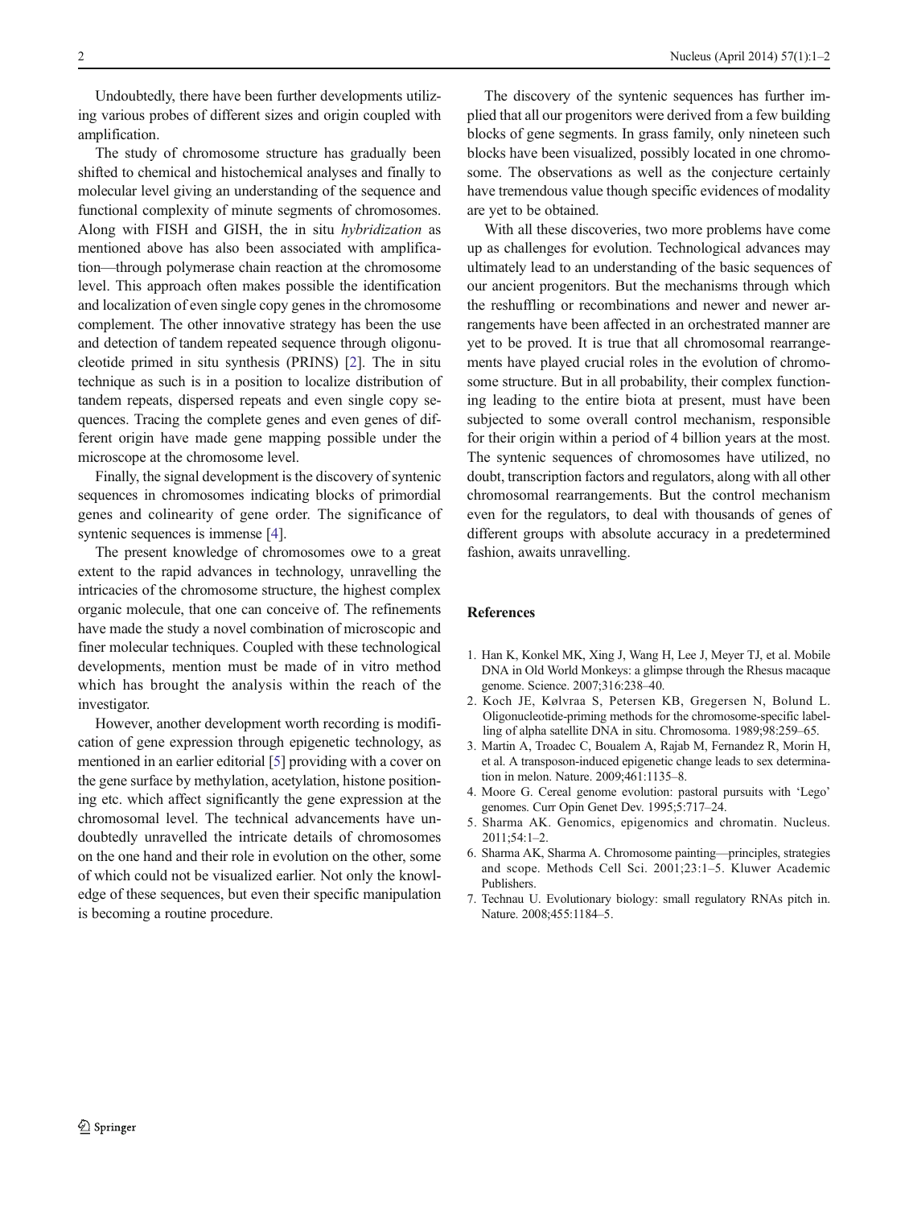Undoubtedly, there have been further developments utilizing various probes of different sizes and origin coupled with amplification.

The study of chromosome structure has gradually been shifted to chemical and histochemical analyses and finally to molecular level giving an understanding of the sequence and functional complexity of minute segments of chromosomes. Along with FISH and GISH, the in situ *hybridization* as mentioned above has also been associated with amplification—through polymerase chain reaction at the chromosome level. This approach often makes possible the identification and localization of even single copy genes in the chromosome complement. The other innovative strategy has been the use and detection of tandem repeated sequence through oligonucleotide primed in situ synthesis (PRINS) [2]. The in situ technique as such is in a position to localize distribution of tandem repeats, dispersed repeats and even single copy sequences. Tracing the complete genes and even genes of different origin have made gene mapping possible under the microscope at the chromosome level.

Finally, the signal development is the discovery of syntenic sequences in chromosomes indicating blocks of primordial genes and colinearity of gene order. The significance of syntenic sequences is immense [4].

The present knowledge of chromosomes owe to a great extent to the rapid advances in technology, unravelling the intricacies of the chromosome structure, the highest complex organic molecule, that one can conceive of. The refinements have made the study a novel combination of microscopic and finer molecular techniques. Coupled with these technological developments, mention must be made of in vitro method which has brought the analysis within the reach of the investigator.

However, another development worth recording is modification of gene expression through epigenetic technology, as mentioned in an earlier editorial [5] providing with a cover on the gene surface by methylation, acetylation, histone positioning etc. which affect significantly the gene expression at the chromosomal level. The technical advancements have undoubtedly unravelled the intricate details of chromosomes on the one hand and their role in evolution on the other, some of which could not be visualized earlier. Not only the knowledge of these sequences, but even their specific manipulation is becoming a routine procedure.

The discovery of the syntenic sequences has further implied that all our progenitors were derived from a few building blocks of gene segments. In grass family, only nineteen such blocks have been visualized, possibly located in one chromosome. The observations as well as the conjecture certainly have tremendous value though specific evidences of modality are yet to be obtained.

With all these discoveries, two more problems have come up as challenges for evolution. Technological advances may ultimately lead to an understanding of the basic sequences of our ancient progenitors. But the mechanisms through which the reshuffling or recombinations and newer and newer arrangements have been affected in an orchestrated manner are yet to be proved. It is true that all chromosomal rearrangements have played crucial roles in the evolution of chromosome structure. But in all probability, their complex functioning leading to the entire biota at present, must have been subjected to some overall control mechanism, responsible for their origin within a period of 4 billion years at the most. The syntenic sequences of chromosomes have utilized, no doubt, transcription factors and regulators, along with all other chromosomal rearrangements. But the control mechanism even for the regulators, to deal with thousands of genes of different groups with absolute accuracy in a predetermined fashion, awaits unravelling.

## References

1. Han K, Konkel MK, Xing J, Wang H, Lee J, Meyer TJ, et al. Mobile DNA in Old World Monkeys: a glimpse through the Rhesus macaque genome. Science. 2007;316:238–40.
2. Koch JE, Kølvraa S, Petersen KB, Gregersen N, Bolund L. Oligonucleotide-priming methods for the chromosome-specific labelling of alpha satellite DNA in situ. Chromosoma. 1989;98:259–65.
3. Martin A, Troadec C, Boualem A, Rajab M, Fernandez R, Morin H, et al. A transposon-induced epigenetic change leads to sex determination in melon. Nature. 2009;461:1135–8.
4. Moore G. Cereal genome evolution: pastoral pursuits with 'Lego' genomes. Curr Opin Genet Dev. 1995;5:717–24.
5. Sharma AK. Genomics, epigenomics and chromatin. Nucleus. 2011;54:1–2.
6. Sharma AK, Sharma A. Chromosome painting—principles, strategies and scope. Methods Cell Sci. 2001;23:1–5. Kluwer Academic Publishers.
7. Technau U. Evolutionary biology: small regulatory RNAs pitch in. Nature. 2008;455:1184–5.